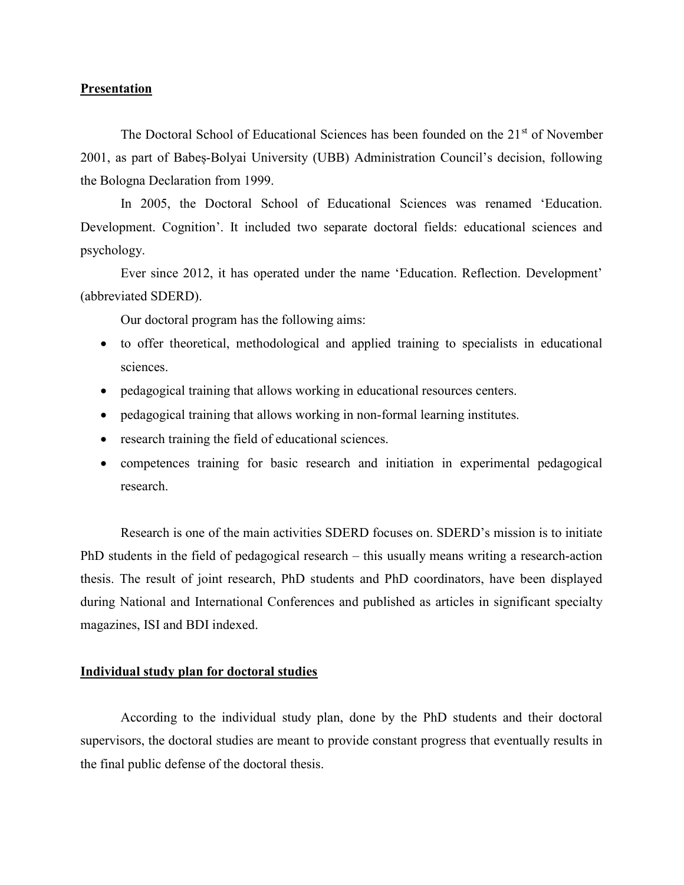## Presentation

The Doctoral School of Educational Sciences has been founded on the 21st of November 2001, as part of Babeș-Bolyai University (UBB) Administration Council's decision, following the Bologna Declaration from 1999.

In 2005, the Doctoral School of Educational Sciences was renamed 'Education. Development. Cognition'. It included two separate doctoral fields: educational sciences and psychology.

Ever since 2012, it has operated under the name 'Education. Reflection. Development' (abbreviated SDERD).

Our doctoral program has the following aims:

- to offer theoretical, methodological and applied training to specialists in educational sciences.
- pedagogical training that allows working in educational resources centers.
- pedagogical training that allows working in non-formal learning institutes.
- research training the field of educational sciences.
- competences training for basic research and initiation in experimental pedagogical research.

Research is one of the main activities SDERD focuses on. SDERD's mission is to initiate PhD students in the field of pedagogical research – this usually means writing a research-action thesis. The result of joint research, PhD students and PhD coordinators, have been displayed during National and International Conferences and published as articles in significant specialty magazines, ISI and BDI indexed.

## Individual study plan for doctoral studies

According to the individual study plan, done by the PhD students and their doctoral supervisors, the doctoral studies are meant to provide constant progress that eventually results in the final public defense of the doctoral thesis.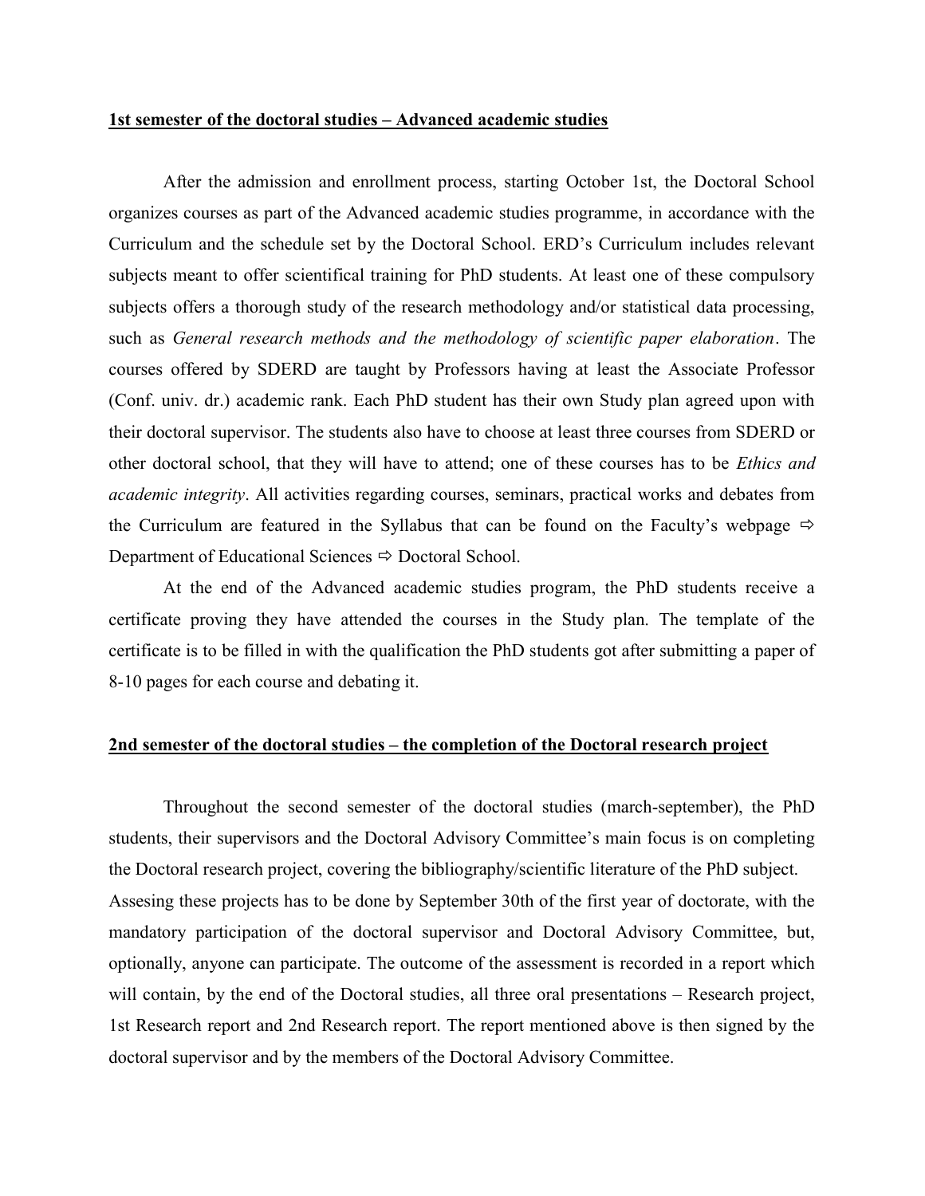**<u>1st semester of the doctoral studies – Advanced academic studies</u>**

After the admission and enrollment process, starting October 1st, the Doctoral School organizes courses as part of the Advanced academic studies programme, in accordance with the Curriculum and the schedule set by the Doctoral School. ERD's Curriculum includes relevant subjects meant to offer scientifical training for PhD students. At least one of these compulsory subjects offers a thorough study of the research methodology and/or statistical data processing, such as *General research methods and the methodology of scientific paper elaboration*. The courses offered by SDERD are taught by Professors having at least the Associate Professor (Conf. univ. dr.) academic rank. Each PhD student has their own Study plan agreed upon with their doctoral supervisor. The students also have to choose at least three courses from SDERD or other doctoral school, that they will have to attend; one of these courses has to be *Ethics and academic integrity*. All activities regarding courses, seminars, practical works and debates from the Curriculum are featured in the Syllabus that can be found on the Faculty's webpage ⇨ Department of Educational Sciences ⇨ Doctoral School.

At the end of the Advanced academic studies program, the PhD students receive a certificate proving they have attended the courses in the Study plan. The template of the certificate is to be filled in with the qualification the PhD students got after submitting a paper of 8-10 pages for each course and debating it.

**<u>2nd semester of the doctoral studies – the completion of the Doctoral research project</u>**

Throughout the second semester of the doctoral studies (march-september), the PhD students, their supervisors and the Doctoral Advisory Committee's main focus is on completing the Doctoral research project, covering the bibliography/scientific literature of the PhD subject. Assesing these projects has to be done by September 30th of the first year of doctorate, with the mandatory participation of the doctoral supervisor and Doctoral Advisory Committee, but, optionally, anyone can participate. The outcome of the assessment is recorded in a report which will contain, by the end of the Doctoral studies, all three oral presentations – Research project, 1st Research report and 2nd Research report. The report mentioned above is then signed by the doctoral supervisor and by the members of the Doctoral Advisory Committee.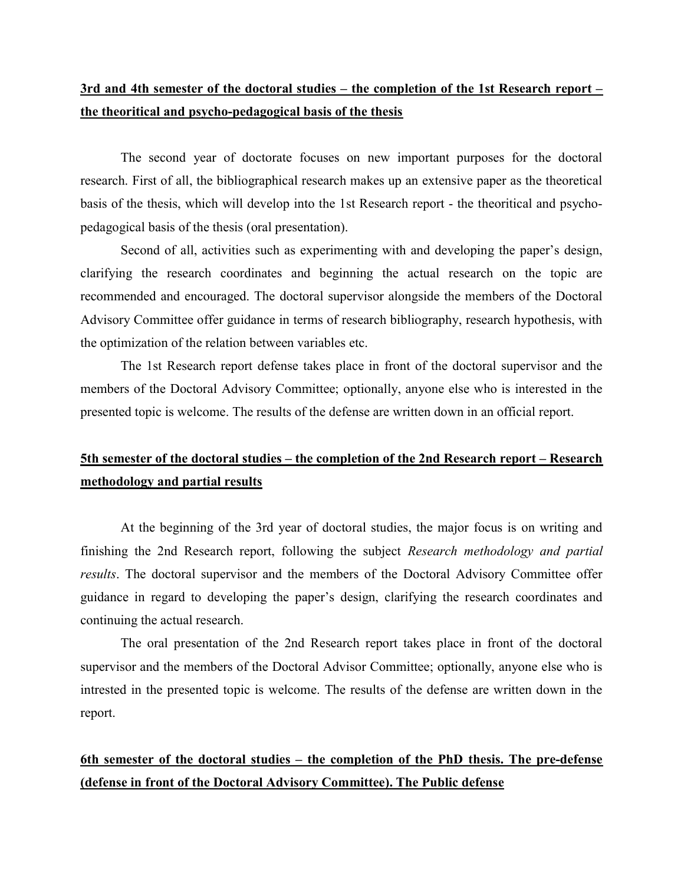## <u>3rd and 4th semester of the doctoral studies – the completion of the 1st Research report – the theoritical and psycho-pedagogical basis of the thesis</u>

The second year of doctorate focuses on new important purposes for the doctoral research. First of all, the bibliographical research makes up an extensive paper as the theoretical basis of the thesis, which will develop into the 1st Research report - the theoritical and psycho-pedagogical basis of the thesis (oral presentation).

Second of all, activities such as experimenting with and developing the paper's design, clarifying the research coordinates and beginning the actual research on the topic are recommended and encouraged. The doctoral supervisor alongside the members of the Doctoral Advisory Committee offer guidance in terms of research bibliography, research hypothesis, with the optimization of the relation between variables etc.

The 1st Research report defense takes place in front of the doctoral supervisor and the members of the Doctoral Advisory Committee; optionally, anyone else who is interested in the presented topic is welcome. The results of the defense are written down in an official report.

## <u>5th semester of the doctoral studies – the completion of the 2nd Research report – Research methodology and partial results</u>

At the beginning of the 3rd year of doctoral studies, the major focus is on writing and finishing the 2nd Research report, following the subject *Research methodology and partial results*. The doctoral supervisor and the members of the Doctoral Advisory Committee offer guidance in regard to developing the paper's design, clarifying the research coordinates and continuing the actual research.

The oral presentation of the 2nd Research report takes place in front of the doctoral supervisor and the members of the Doctoral Advisor Committee; optionally, anyone else who is intrested in the presented topic is welcome. The results of the defense are written down in the report.

## <u>6th semester of the doctoral studies – the completion of the PhD thesis. The pre-defense (defense in front of the Doctoral Advisory Committee). The Public defense</u>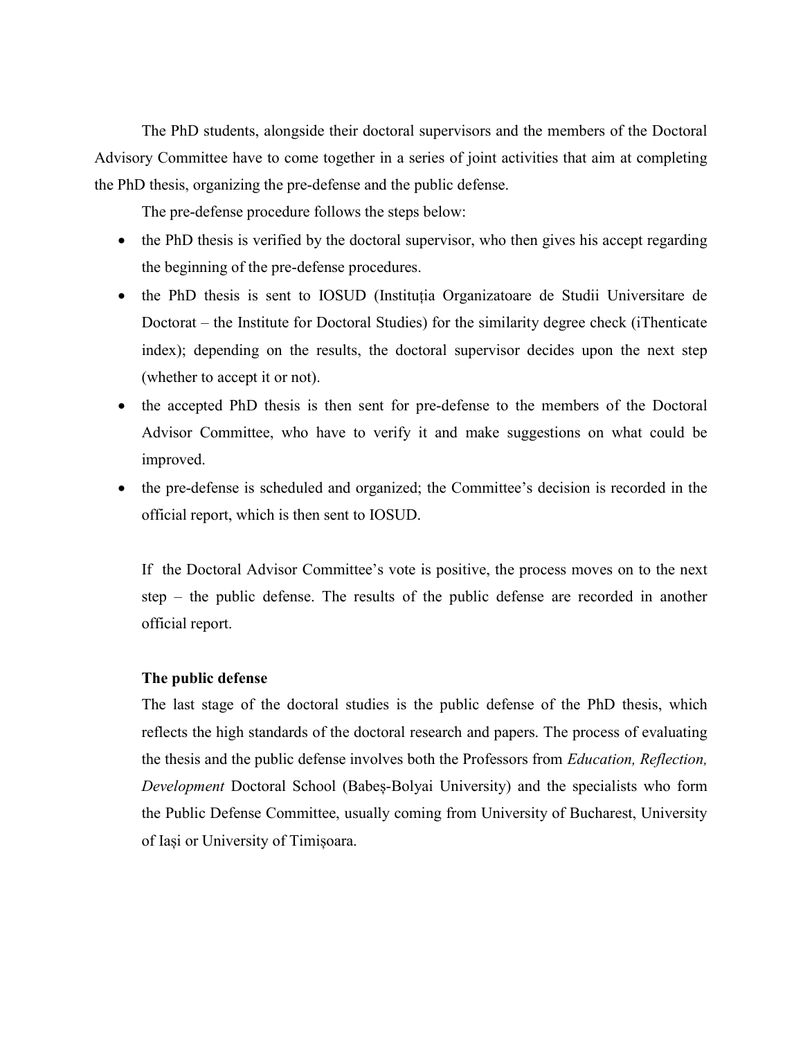The PhD students, alongside their doctoral supervisors and the members of the Doctoral Advisory Committee have to come together in a series of joint activities that aim at completing the PhD thesis, organizing the pre-defense and the public defense.

The pre-defense procedure follows the steps below:

- the PhD thesis is verified by the doctoral supervisor, who then gives his accept regarding the beginning of the pre-defense procedures.
- the PhD thesis is sent to IOSUD (Instituția Organizatoare de Studii Universitare de Doctorat – the Institute for Doctoral Studies) for the similarity degree check (iThenticate index); depending on the results, the doctoral supervisor decides upon the next step (whether to accept it or not).
- the accepted PhD thesis is then sent for pre-defense to the members of the Doctoral Advisor Committee, who have to verify it and make suggestions on what could be improved.
- the pre-defense is scheduled and organized; the Committee's decision is recorded in the official report, which is then sent to IOSUD.

If the Doctoral Advisor Committee's vote is positive, the process moves on to the next step – the public defense. The results of the public defense are recorded in another official report.

**The public defense**

The last stage of the doctoral studies is the public defense of the PhD thesis, which reflects the high standards of the doctoral research and papers. The process of evaluating the thesis and the public defense involves both the Professors from *Education, Reflection, Development* Doctoral School (Babeș-Bolyai University) and the specialists who form the Public Defense Committee, usually coming from University of Bucharest, University of Iași or University of Timișoara.